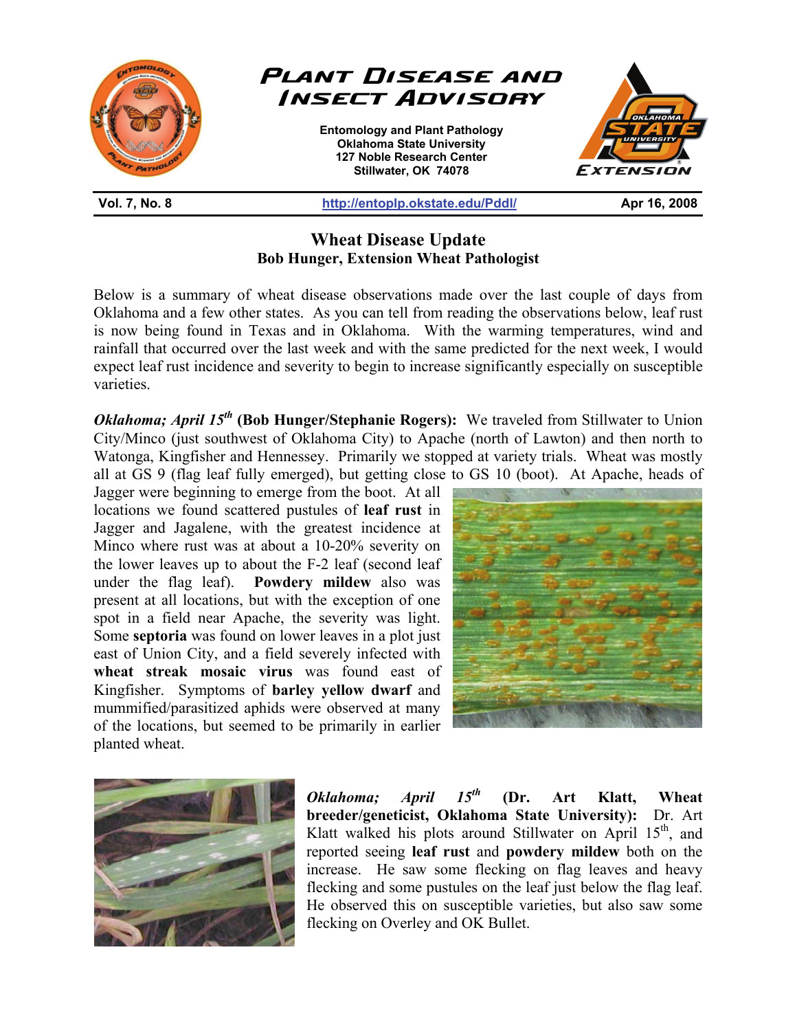# Plant Disease and Insect Advisory

**Entomology and Plant Pathology**
**Oklahoma State University**
**127 Noble Research Center**
**Stillwater, OK 74078**

**Vol. 7, No. 8** | **http://entoplp.okstate.edu/Pddl/** | **Apr 16, 2008**

## Wheat Disease Update

**Bob Hunger, Extension Wheat Pathologist**

Below is a summary of wheat disease observations made over the last couple of days from Oklahoma and a few other states. As you can tell from reading the observations below, leaf rust is now being found in Texas and in Oklahoma. With the warming temperatures, wind and rainfall that occurred over the last week and with the same predicted for the next week, I would expect leaf rust incidence and severity to begin to increase significantly especially on susceptible varieties.

***Oklahoma; April 15th* (Bob Hunger/Stephanie Rogers):** We traveled from Stillwater to Union City/Minco (just southwest of Oklahoma City) to Apache (north of Lawton) and then north to Watonga, Kingfisher and Hennessey. Primarily we stopped at variety trials. Wheat was mostly all at GS 9 (flag leaf fully emerged), but getting close to GS 10 (boot). At Apache, heads of Jagger were beginning to emerge from the boot. At all locations we found scattered pustules of **leaf rust** in Jagger and Jagalene, with the greatest incidence at Minco where rust was at about a 10-20% severity on the lower leaves up to about the F-2 leaf (second leaf under the flag leaf). **Powdery mildew** also was present at all locations, but with the exception of one spot in a field near Apache, the severity was light. Some **septoria** was found on lower leaves in a plot just east of Union City, and a field severely infected with **wheat streak mosaic virus** was found east of Kingfisher. Symptoms of **barley yellow dwarf** and mummified/parasitized aphids were observed at many of the locations, but seemed to be primarily in earlier planted wheat.

***Oklahoma; April 15th* (Dr. Art Klatt, Wheat breeder/geneticist, Oklahoma State University):** Dr. Art Klatt walked his plots around Stillwater on April 15th, and reported seeing **leaf rust** and **powdery mildew** both on the increase. He saw some flecking on flag leaves and heavy flecking and some pustules on the leaf just below the flag leaf. He observed this on susceptible varieties, but also saw some flecking on Overley and OK Bullet.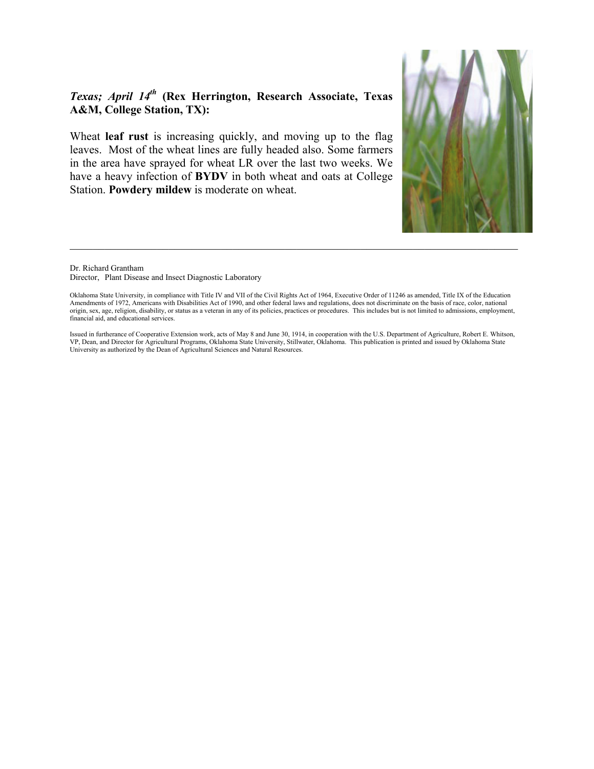***Texas; April 14th*** **(Rex Herrington, Research Associate, Texas A&M, College Station, TX):**

Wheat **leaf rust** is increasing quickly, and moving up to the flag leaves. Most of the wheat lines are fully headed also. Some farmers in the area have sprayed for wheat LR over the last two weeks. We have a heavy infection of **BYDV** in both wheat and oats at College Station. **Powdery mildew** is moderate on wheat.

---

Dr. Richard Grantham
Director, Plant Disease and Insect Diagnostic Laboratory

Oklahoma State University, in compliance with Title IV and VII of the Civil Rights Act of 1964, Executive Order of 11246 as amended, Title IX of the Education Amendments of 1972, Americans with Disabilities Act of 1990, and other federal laws and regulations, does not discriminate on the basis of race, color, national origin, sex, age, religion, disability, or status as a veteran in any of its policies, practices or procedures. This includes but is not limited to admissions, employment, financial aid, and educational services.

Issued in furtherance of Cooperative Extension work, acts of May 8 and June 30, 1914, in cooperation with the U.S. Department of Agriculture, Robert E. Whitson, VP, Dean, and Director for Agricultural Programs, Oklahoma State University, Stillwater, Oklahoma. This publication is printed and issued by Oklahoma State University as authorized by the Dean of Agricultural Sciences and Natural Resources.